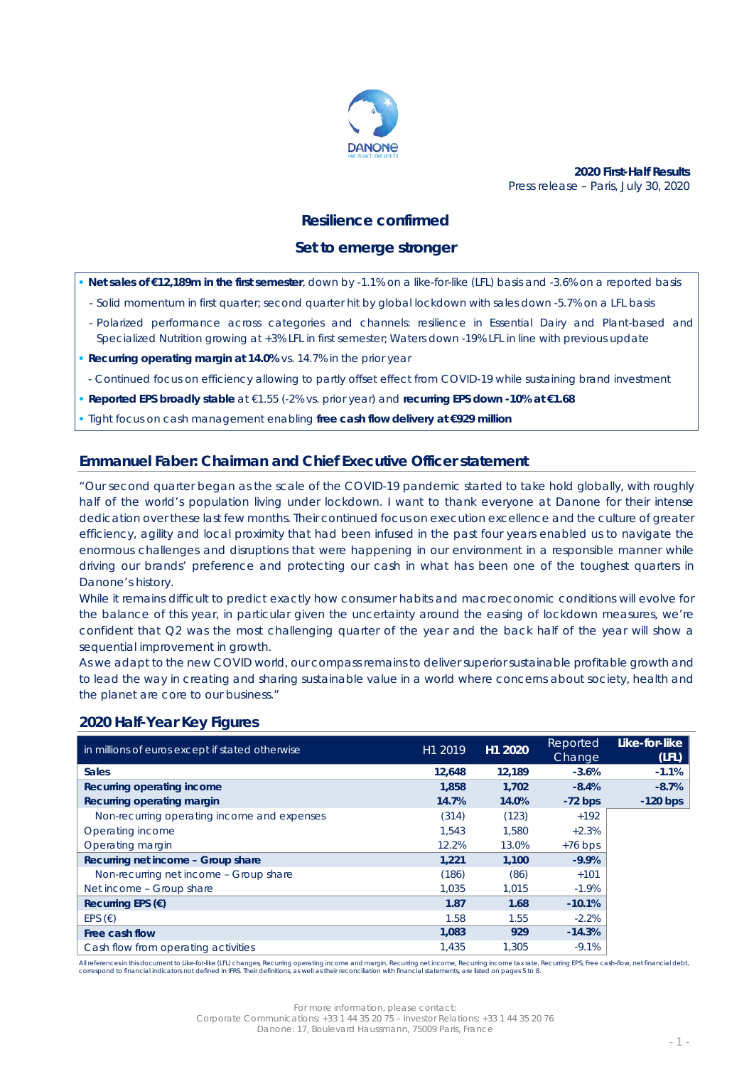**2020 First-Half Results**
Press release – Paris, July 30, 2020

# Resilience confirmed

## Set to emerge stronger

- **Net sales of €12,189m in the first semester**, down by -1.1% on a like-for-like (LFL) basis and -3.6% on a reported basis
  - Solid momentum in first quarter; second quarter hit by global lockdown with sales down -5.7% on a LFL basis
  - Polarized performance across categories and channels: resilience in Essential Dairy and Plant-based and Specialized Nutrition growing at +3% LFL in first semester; Waters down -19% LFL in line with previous update
- **Recurring operating margin at 14.0%** vs. 14.7% in the prior year
  - Continued focus on efficiency allowing to partly offset effect from COVID-19 while sustaining brand investment
- **Reported EPS broadly stable** at €1.55 (-2% vs. prior year) and **recurring EPS down -10% at €1.68**
- Tight focus on cash management enabling **free cash flow delivery at €929 million**

## Emmanuel Faber: Chairman and Chief Executive Officer statement

"Our second quarter began as the scale of the COVID-19 pandemic started to take hold globally, with roughly half of the world's population living under lockdown. I want to thank everyone at Danone for their intense dedication over these last few months. Their continued focus on execution excellence and the culture of greater efficiency, agility and local proximity that had been infused in the past four years enabled us to navigate the enormous challenges and disruptions that were happening in our environment in a responsible manner while driving our brands' preference and protecting our cash in what has been one of the toughest quarters in Danone's history.

While it remains difficult to predict exactly how consumer habits and macroeconomic conditions will evolve for the balance of this year, in particular given the uncertainty around the easing of lockdown measures, we're confident that Q2 was the most challenging quarter of the year and the back half of the year will show a sequential improvement in growth.

As we adapt to the new COVID world, our compass remains to deliver superior sustainable profitable growth and to lead the way in creating and sharing sustainable value in a world where concerns about society, health and the planet are core to our business."

## 2020 Half-Year Key Figures

| in millions of euros except if stated otherwise | H1 2019 | H1 2020 | Reported Change | Like-for-like (LFL) |
|---|---|---|---|---|
| **Sales** | **12,648** | **12,189** | **-3.6%** | **-1.1%** |
| **Recurring operating income** | **1,858** | **1,702** | **-8.4%** | **-8.7%** |
| **Recurring operating margin** | **14.7%** | **14.0%** | **-72 bps** | **-120 bps** |
| Non-recurring operating income and expenses | (314) | (123) | +192 | |
| Operating income | 1,543 | 1,580 | +2.3% | |
| Operating margin | 12.2% | 13.0% | +76 bps | |
| **Recurring net income – Group share** | **1,221** | **1,100** | **-9.9%** | |
| Non-recurring net income – Group share | (186) | (86) | +101 | |
| Net income – Group share | 1,035 | 1,015 | -1.9% | |
| **Recurring EPS (€)** | **1.87** | **1.68** | **-10.1%** | |
| EPS (€) | 1.58 | 1.55 | -2.2% | |
| **Free cash flow** | **1,083** | **929** | **-14.3%** | |
| Cash flow from operating activities | 1,435 | 1,305 | -9.1% | |

All references in this document to Like-for-like (LFL) changes, Recurring operating income and margin, Recurring net income, Recurring income tax rate, Recurring EPS, Free cash-flow, net financial debt, correspond to financial indicators not defined in IFRS. Their definitions, as well as their reconciliation with financial statements, are listed on pages 5 to 8.

For more information, please contact:
Corporate Communications: +33 1 44 35 20 75 – Investor Relations: +33 1 44 35 20 76
Danone: 17, Boulevard Haussmann, 75009 Paris, France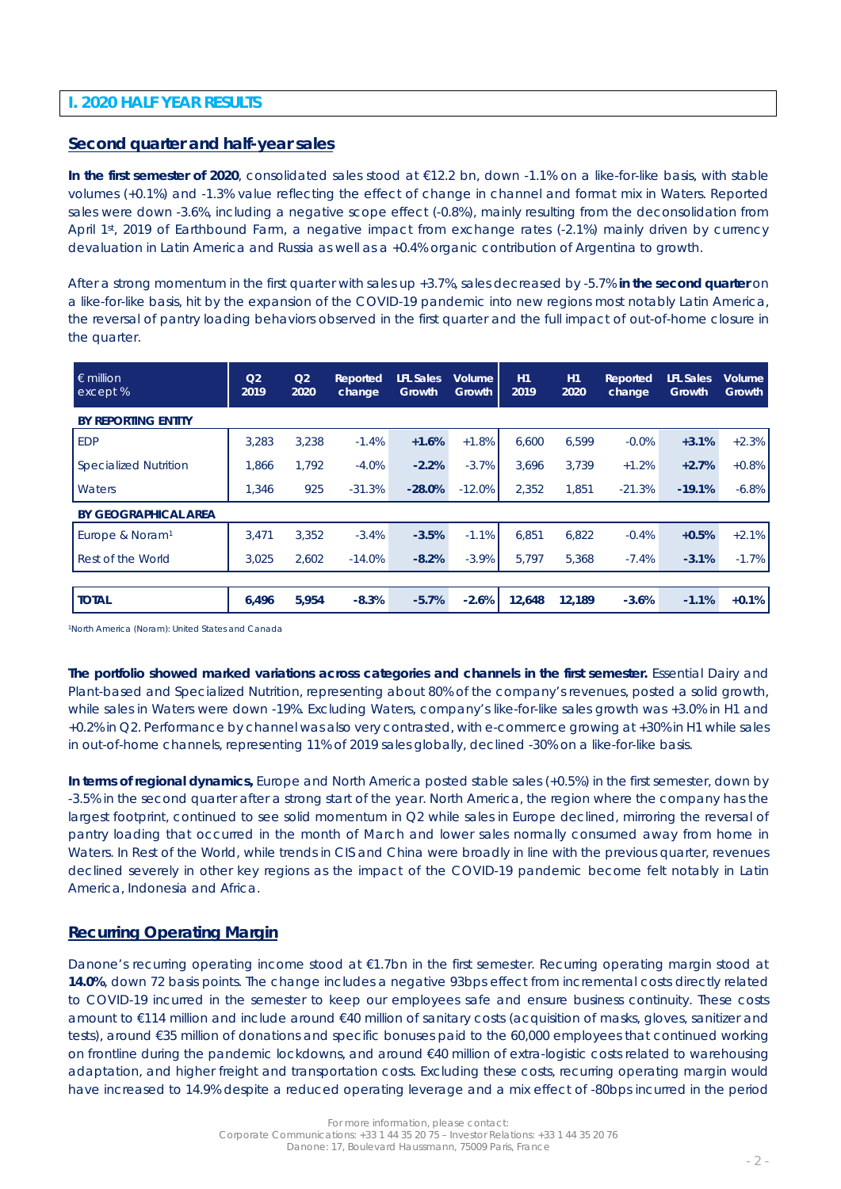## I. 2020 HALF YEAR RESULTS

### Second quarter and half-year sales

**In the first semester of 2020**, consolidated sales stood at €12.2 bn, down -1.1% on a like-for-like basis, with stable volumes (+0.1%) and -1.3% value reflecting the effect of change in channel and format mix in Waters. Reported sales were down -3.6%, including a negative scope effect (-0.8%), mainly resulting from the deconsolidation from April 1st, 2019 of Earthbound Farm, a negative impact from exchange rates (-2.1%) mainly driven by currency devaluation in Latin America and Russia as well as a +0.4% organic contribution of Argentina to growth.

After a strong momentum in the first quarter with sales up +3.7%, sales decreased by -5.7% **in the second quarter** on a like-for-like basis, hit by the expansion of the COVID-19 pandemic into new regions most notably Latin America, the reversal of pantry loading behaviors observed in the first quarter and the full impact of out-of-home closure in the quarter.

| € million except % | Q2 2019 | Q2 2020 | Reported change | LFL Sales Growth | Volume Growth | H1 2019 | H1 2020 | Reported change | LFL Sales Growth | Volume Growth |
|---|---|---|---|---|---|---|---|---|---|---|
| **BY REPORTING ENTITY** | | | | | | | | | | |
| EDP | 3,283 | 3,238 | -1.4% | **+1.6%** | +1.8% | 6,600 | 6,599 | -0.0% | **+3.1%** | +2.3% |
| Specialized Nutrition | 1,866 | 1,792 | -4.0% | **-2.2%** | -3.7% | 3,696 | 3,739 | +1.2% | **+2.7%** | +0.8% |
| Waters | 1,346 | 925 | -31.3% | **-28.0%** | -12.0% | 2,352 | 1,851 | -21.3% | **-19.1%** | -6.8% |
| **BY GEOGRAPHICAL AREA** | | | | | | | | | | |
| Europe & Noram[1] | 3,471 | 3,352 | -3.4% | **-3.5%** | -1.1% | 6,851 | 6,822 | -0.4% | **+0.5%** | +2.1% |
| Rest of the World | 3,025 | 2,602 | -14.0% | **-8.2%** | -3.9% | 5,797 | 5,368 | -7.4% | **-3.1%** | -1.7% |
| **TOTAL** | **6,496** | **5,954** | **-8.3%** | **-5.7%** | **-2.6%** | **12,648** | **12,189** | **-3.6%** | **-1.1%** | **+0.1%** |

[1]North America (Noram): United States and Canada

**The portfolio showed marked variations across categories and channels in the first semester.** Essential Dairy and Plant-based and Specialized Nutrition, representing about 80% of the company's revenues, posted a solid growth, while sales in Waters were down -19%. Excluding Waters, company's like-for-like sales growth was +3.0% in H1 and +0.2% in Q2. Performance by channel was also very contrasted, with e-commerce growing at +30% in H1 while sales in out-of-home channels, representing 11% of 2019 sales globally, declined -30% on a like-for-like basis.

**In terms of regional dynamics,** Europe and North America posted stable sales (+0.5%) in the first semester, down by -3.5% in the second quarter after a strong start of the year. North America, the region where the company has the largest footprint, continued to see solid momentum in Q2 while sales in Europe declined, mirroring the reversal of pantry loading that occurred in the month of March and lower sales normally consumed away from home in Waters. In Rest of the World, while trends in CIS and China were broadly in line with the previous quarter, revenues declined severely in other key regions as the impact of the COVID-19 pandemic become felt notably in Latin America, Indonesia and Africa.

### Recurring Operating Margin

Danone's recurring operating income stood at €1.7bn in the first semester. Recurring operating margin stood at **14.0%**, down 72 basis points. The change includes a negative 93bps effect from incremental costs directly related to COVID-19 incurred in the semester to keep our employees safe and ensure business continuity. These costs amount to €114 million and include around €40 million of sanitary costs (acquisition of masks, gloves, sanitizer and tests), around €35 million of donations and specific bonuses paid to the 60,000 employees that continued working on frontline during the pandemic lockdowns, and around €40 million of extra-logistic costs related to warehousing adaptation, and higher freight and transportation costs. Excluding these costs, recurring operating margin would have increased to 14.9% despite a reduced operating leverage and a mix effect of -80bps incurred in the period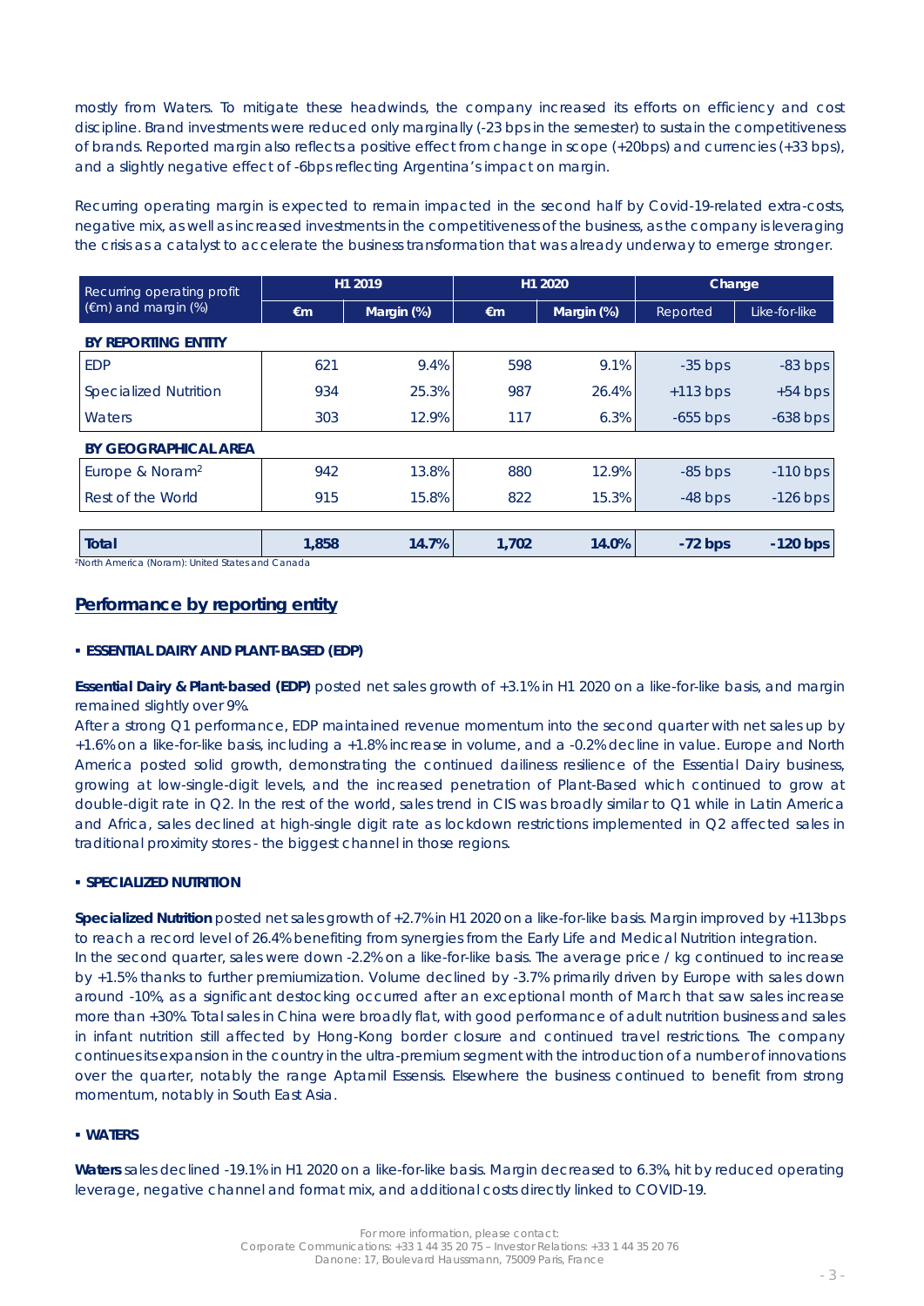mostly from Waters. To mitigate these headwinds, the company increased its efforts on efficiency and cost discipline. Brand investments were reduced only marginally (-23 bps in the semester) to sustain the competitiveness of brands. Reported margin also reflects a positive effect from change in scope (+20bps) and currencies (+33 bps), and a slightly negative effect of -6bps reflecting Argentina's impact on margin.

Recurring operating margin is expected to remain impacted in the second half by Covid-19-related extra-costs, negative mix, as well as increased investments in the competitiveness of the business, as the company is leveraging the crisis as a catalyst to accelerate the business transformation that was already underway to emerge stronger.

| Recurring operating profit (€m) and margin (%) | H1 2019 | | H1 2020 | | Change | |
|---|---|---|---|---|---|---|
| | €m | Margin (%) | €m | Margin (%) | Reported | Like-for-like |
| **BY REPORTING ENTITY** | | | | | | |
| EDP | 621 | 9.4% | 598 | 9.1% | -35 bps | -83 bps |
| Specialized Nutrition | 934 | 25.3% | 987 | 26.4% | +113 bps | +54 bps |
| Waters | 303 | 12.9% | 117 | 6.3% | -655 bps | -638 bps |
| **BY GEOGRAPHICAL AREA** | | | | | | |
| Europe & Noram[2] | 942 | 13.8% | 880 | 12.9% | -85 bps | -110 bps |
| Rest of the World | 915 | 15.8% | 822 | 15.3% | -48 bps | -126 bps |
| **Total** | **1,858** | **14.7%** | **1,702** | **14.0%** | **-72 bps** | **-120 bps** |

[2]North America (Noram): United States and Canada

## Performance by reporting entity

- **ESSENTIAL DAIRY AND PLANT-BASED (EDP)**

**Essential Dairy & Plant-based (EDP)** posted net sales growth of +3.1% in H1 2020 on a like-for-like basis, and margin remained slightly over 9%.
After a strong Q1 performance, EDP maintained revenue momentum into the second quarter with net sales up by +1.6% on a like-for-like basis, including a +1.8% increase in volume, and a -0.2% decline in value. Europe and North America posted solid growth, demonstrating the continued dailiness resilience of the Essential Dairy business, growing at low-single-digit levels, and the increased penetration of Plant-Based which continued to grow at double-digit rate in Q2. In the rest of the world, sales trend in CIS was broadly similar to Q1 while in Latin America and Africa, sales declined at high-single digit rate as lockdown restrictions implemented in Q2 affected sales in traditional proximity stores - the biggest channel in those regions.

- **SPECIALIZED NUTRITION**

**Specialized Nutrition** posted net sales growth of +2.7% in H1 2020 on a like-for-like basis. Margin improved by +113bps to reach a record level of 26.4% benefiting from synergies from the Early Life and Medical Nutrition integration.
In the second quarter, sales were down -2.2% on a like-for-like basis. The average price / kg continued to increase by +1.5% thanks to further premiumization. Volume declined by -3.7% primarily driven by Europe with sales down around -10%, as a significant destocking occurred after an exceptional month of March that saw sales increase more than +30%. Total sales in China were broadly flat, with good performance of adult nutrition business and sales in infant nutrition still affected by Hong-Kong border closure and continued travel restrictions. The company continues its expansion in the country in the ultra-premium segment with the introduction of a number of innovations over the quarter, notably the range Aptamil Essensis. Elsewhere the business continued to benefit from strong momentum, notably in South East Asia.

- **WATERS**

**Waters** sales declined -19.1% in H1 2020 on a like-for-like basis. Margin decreased to 6.3%, hit by reduced operating leverage, negative channel and format mix, and additional costs directly linked to COVID-19.

For more information, please contact:
Corporate Communications: +33 1 44 35 20 75 – Investor Relations: +33 1 44 35 20 76
Danone: 17, Boulevard Haussmann, 75009 Paris, France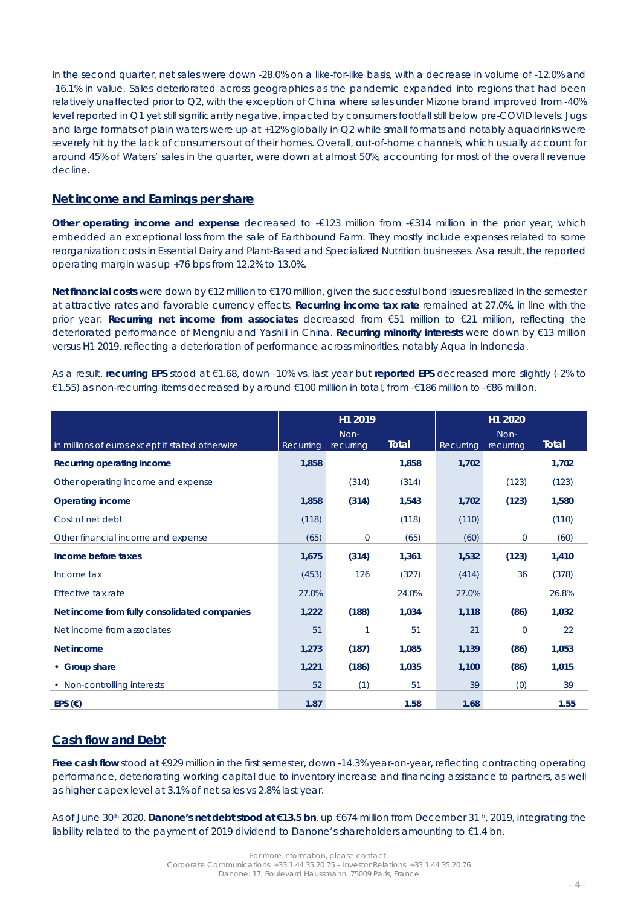In the second quarter, net sales were down -28.0% on a like-for-like basis, with a decrease in volume of -12.0% and -16.1% in value. Sales deteriorated across geographies as the pandemic expanded into regions that had been relatively unaffected prior to Q2, with the exception of China where sales under Mizone brand improved from -40% level reported in Q1 yet still significantly negative, impacted by consumers footfall still below pre-COVID levels. Jugs and large formats of plain waters were up at +12% globally in Q2 while small formats and notably aquadrinks were severely hit by the lack of consumers out of their homes. Overall, out-of-home channels, which usually account for around 45% of Waters' sales in the quarter, were down at almost 50%, accounting for most of the overall revenue decline.

## Net income and Earnings per share

**Other operating income and expense** decreased to -€123 million from -€314 million in the prior year, which embedded an exceptional loss from the sale of Earthbound Farm. They mostly include expenses related to some reorganization costs in Essential Dairy and Plant-Based and Specialized Nutrition businesses. As a result, the reported operating margin was up +76 bps from 12.2% to 13.0%.

**Net financial costs** were down by €12 million to €170 million, given the successful bond issues realized in the semester at attractive rates and favorable currency effects. **Recurring income tax rate** remained at 27.0%, in line with the prior year. **Recurring net income from associates** decreased from €51 million to €21 million, reflecting the deteriorated performance of Mengniu and Yashili in China. **Recurring minority interests** were down by €13 million versus H1 2019, reflecting a deterioration of performance across minorities, notably Aqua in Indonesia.

As a result, **recurring EPS** stood at €1.68, down -10% vs. last year but **reported EPS** decreased more slightly (-2% to €1.55) as non-recurring items decreased by around €100 million in total, from -€186 million to -€86 million.

| | H1 2019 | | | H1 2020 | | |
|---|---|---|---|---|---|---|
| in millions of euros except if stated otherwise | Recurring | Non-recurring | Total | Recurring | Non-recurring | Total |
| **Recurring operating income** | **1,858** | | **1,858** | **1,702** | | **1,702** |
| Other operating income and expense | | (314) | (314) | | (123) | (123) |
| **Operating income** | **1,858** | **(314)** | **1,543** | **1,702** | **(123)** | **1,580** |
| Cost of net debt | (118) | | (118) | (110) | | (110) |
| Other financial income and expense | (65) | 0 | (65) | (60) | 0 | (60) |
| **Income before taxes** | **1,675** | **(314)** | **1,361** | **1,532** | **(123)** | **1,410** |
| Income tax | (453) | 126 | (327) | (414) | 36 | (378) |
| Effective tax rate | 27.0% | | 24.0% | 27.0% | | 26.8% |
| **Net income from fully consolidated companies** | **1,222** | **(188)** | **1,034** | **1,118** | **(86)** | **1,032** |
| Net income from associates | 51 | 1 | 51 | 21 | 0 | 22 |
| **Net income** | **1,273** | **(187)** | **1,085** | **1,139** | **(86)** | **1,053** |
| • **Group share** | **1,221** | **(186)** | **1,035** | **1,100** | **(86)** | **1,015** |
| • Non-controlling interests | 52 | (1) | 51 | 39 | (0) | 39 |
| **EPS (€)** | **1.87** | | **1.58** | **1.68** | | **1.55** |

## Cash flow and Debt

**Free cash flow** stood at €929 million in the first semester, down -14.3% year-on-year, reflecting contracting operating performance, deteriorating working capital due to inventory increase and financing assistance to partners, as well as higher capex level at 3.1% of net sales vs 2.8% last year.

As of June 30th 2020, **Danone's net debt stood at €13.5 bn**, up €674 million from December 31st, 2019, integrating the liability related to the payment of 2019 dividend to Danone's shareholders amounting to €1.4 bn.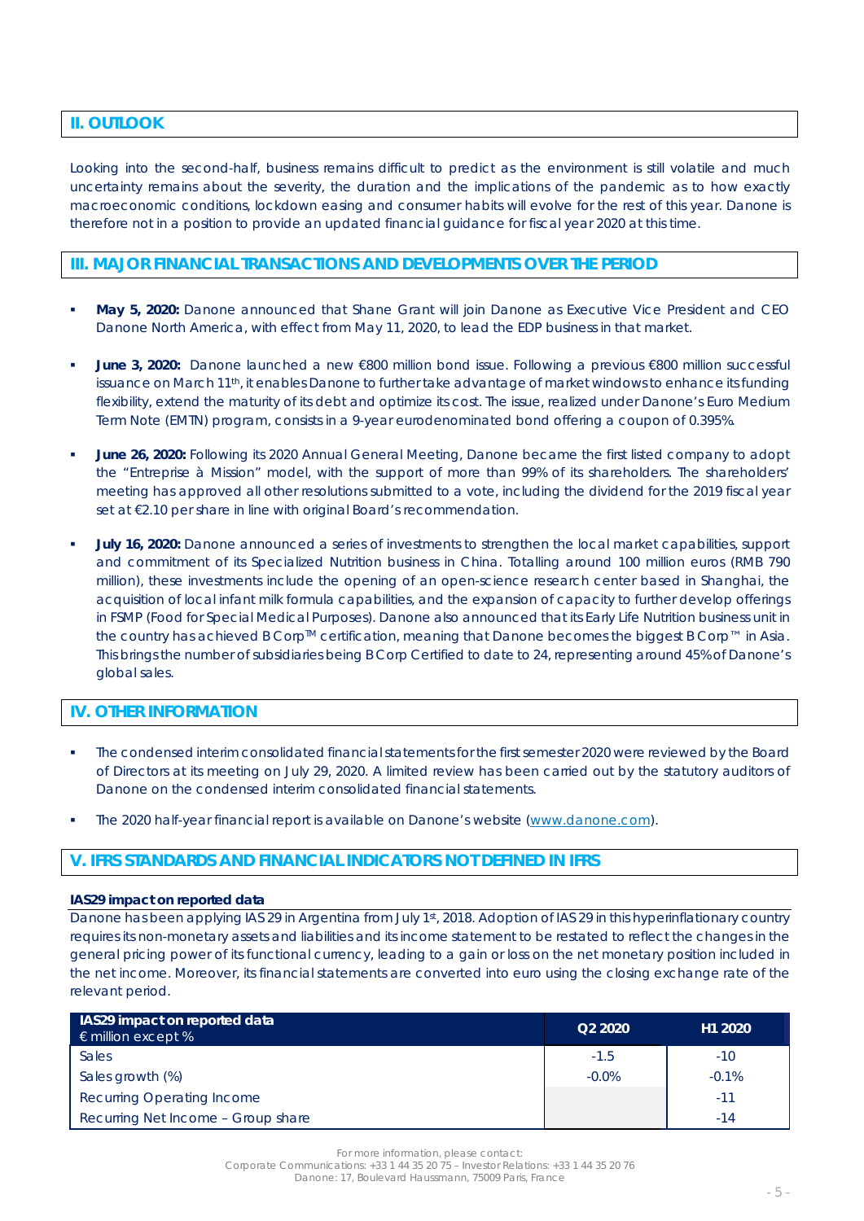## II. OUTLOOK

Looking into the second-half, business remains difficult to predict as the environment is still volatile and much uncertainty remains about the severity, the duration and the implications of the pandemic as to how exactly macroeconomic conditions, lockdown easing and consumer habits will evolve for the rest of this year. Danone is therefore not in a position to provide an updated financial guidance for fiscal year 2020 at this time.

## III. MAJOR FINANCIAL TRANSACTIONS AND DEVELOPMENTS OVER THE PERIOD

- **May 5, 2020:** Danone announced that Shane Grant will join Danone as Executive Vice President and CEO Danone North America, with effect from May 11, 2020, to lead the EDP business in that market.
- **June 3, 2020:** Danone launched a new €800 million bond issue. Following a previous €800 million successful issuance on March 11th, it enables Danone to further take advantage of market windows to enhance its funding flexibility, extend the maturity of its debt and optimize its cost. The issue, realized under Danone's Euro Medium Term Note (EMTN) program, consists in a 9-year eurodenominated bond offering a coupon of 0.395%.
- **June 26, 2020:** Following its 2020 Annual General Meeting, Danone became the first listed company to adopt the "Entreprise à Mission" model, with the support of more than 99% of its shareholders. The shareholders' meeting has approved all other resolutions submitted to a vote, including the dividend for the 2019 fiscal year set at €2.10 per share in line with original Board's recommendation.
- **July 16, 2020:** Danone announced a series of investments to strengthen the local market capabilities, support and commitment of its Specialized Nutrition business in China. Totalling around 100 million euros (RMB 790 million), these investments include the opening of an open-science research center based in Shanghai, the acquisition of local infant milk formula capabilities, and the expansion of capacity to further develop offerings in FSMP (Food for Special Medical Purposes). Danone also announced that its Early Life Nutrition business unit in the country has achieved B Corp™ certification, meaning that Danone becomes the biggest B Corp™ in Asia. This brings the number of subsidiaries being B Corp Certified to date to 24, representing around 45% of Danone's global sales.

## IV. OTHER INFORMATION

- The condensed interim consolidated financial statements for the first semester 2020 were reviewed by the Board of Directors at its meeting on July 29, 2020. A limited review has been carried out by the statutory auditors of Danone on the condensed interim consolidated financial statements.
- The 2020 half-year financial report is available on Danone's website (www.danone.com).

## V. IFRS STANDARDS AND FINANCIAL INDICATORS NOT DEFINED IN IFRS

**IAS29 impact on reported data**

Danone has been applying IAS 29 in Argentina from July 1st, 2018. Adoption of IAS 29 in this hyperinflationary country requires its non-monetary assets and liabilities and its income statement to be restated to reflect the changes in the general pricing power of its functional currency, leading to a gain or loss on the net monetary position included in the net income. Moreover, its financial statements are converted into euro using the closing exchange rate of the relevant period.

| **IAS29 impact on reported data** € million except % | Q2 2020 | H1 2020 |
|---|---|---|
| Sales | -1.5 | -10 |
| Sales growth (%) | -0.0% | -0.1% |
| Recurring Operating Income | | -11 |
| Recurring Net Income – Group share | | -14 |

For more information, please contact:
Corporate Communications: +33 1 44 35 20 75 – Investor Relations: +33 1 44 35 20 76
Danone: 17, Boulevard Haussmann, 75009 Paris, France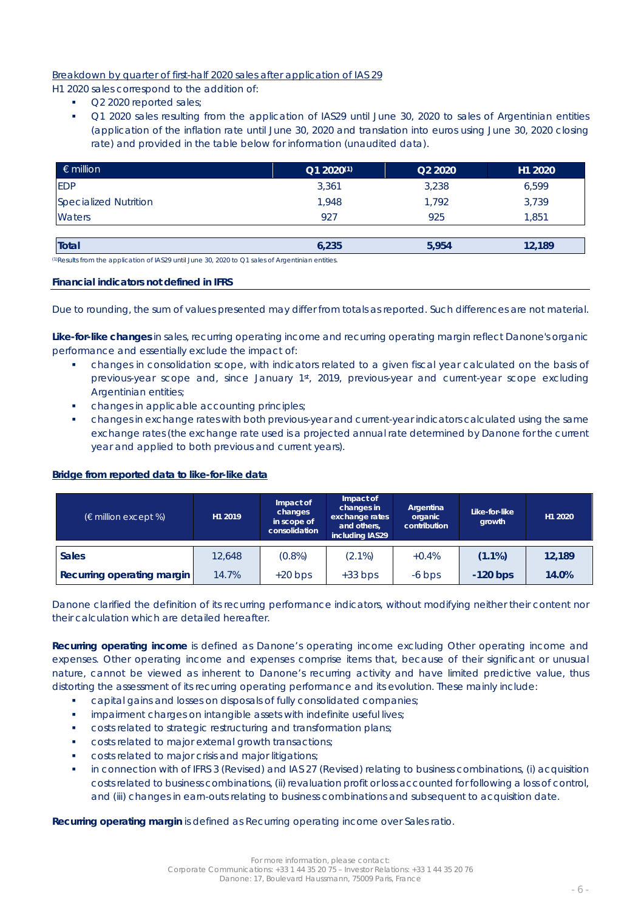Breakdown by quarter of first-half 2020 sales after application of IAS 29

H1 2020 sales correspond to the addition of:

- Q2 2020 reported sales;
- Q1 2020 sales resulting from the application of IAS29 until June 30, 2020 to sales of Argentinian entities (application of the inflation rate until June 30, 2020 and translation into euros using June 30, 2020 closing rate) and provided in the table below for information (unaudited data).

| € million | Q1 2020[1] | Q2 2020 | H1 2020 |
|---|---|---|---|
| EDP | 3,361 | 3,238 | 6,599 |
| Specialized Nutrition | 1,948 | 1,792 | 3,739 |
| Waters | 927 | 925 | 1,851 |
| **Total** | **6,235** | **5,954** | **12,189** |

[1]Results from the application of IAS29 until June 30, 2020 to Q1 sales of Argentinian entities.

**Financial indicators not defined in IFRS**

Due to rounding, the sum of values presented may differ from totals as reported. Such differences are not material.

**Like-for-like changes** in sales, recurring operating income and recurring operating margin reflect Danone's organic performance and essentially exclude the impact of:

- changes in consolidation scope, with indicators related to a given fiscal year calculated on the basis of previous-year scope and, since January 1st, 2019, previous-year and current-year scope excluding Argentinian entities;
- changes in applicable accounting principles;
- changes in exchange rates with both previous-year and current-year indicators calculated using the same exchange rates (the exchange rate used is a projected annual rate determined by Danone for the current year and applied to both previous and current years).

**Bridge from reported data to like-for-like data**

| (€ million except %) | H1 2019 | Impact of changes in scope of consolidation | Impact of changes in exchange rates and others, including IAS29 | Argentina organic contribution | Like-for-like growth | H1 2020 |
|---|---|---|---|---|---|---|
| **Sales** | 12,648 | (0.8%) | (2.1%) | +0.4% | **(1.1%)** | **12,189** |
| **Recurring operating margin** | 14.7% | +20 bps | +33 bps | -6 bps | **-120 bps** | **14.0%** |

Danone clarified the definition of its recurring performance indicators, without modifying neither their content nor their calculation which are detailed hereafter.

**Recurring operating income** is defined as Danone's operating income excluding Other operating income and expenses. Other operating income and expenses comprise items that, because of their significant or unusual nature, cannot be viewed as inherent to Danone's recurring activity and have limited predictive value, thus distorting the assessment of its recurring operating performance and its evolution. These mainly include:

- capital gains and losses on disposals of fully consolidated companies;
- impairment charges on intangible assets with indefinite useful lives;
- costs related to strategic restructuring and transformation plans;
- costs related to major external growth transactions;
- costs related to major crisis and major litigations;
- in connection with of IFRS 3 (Revised) and IAS 27 (Revised) relating to business combinations, (i) acquisition costs related to business combinations, (ii) revaluation profit or loss accounted for following a loss of control, and (iii) changes in earn-outs relating to business combinations and subsequent to acquisition date.

**Recurring operating margin** is defined as Recurring operating income over Sales ratio.

For more information, please contact:
Corporate Communications: +33 1 44 35 20 75 – Investor Relations: +33 1 44 35 20 76
Danone: 17, Boulevard Haussmann, 75009 Paris, France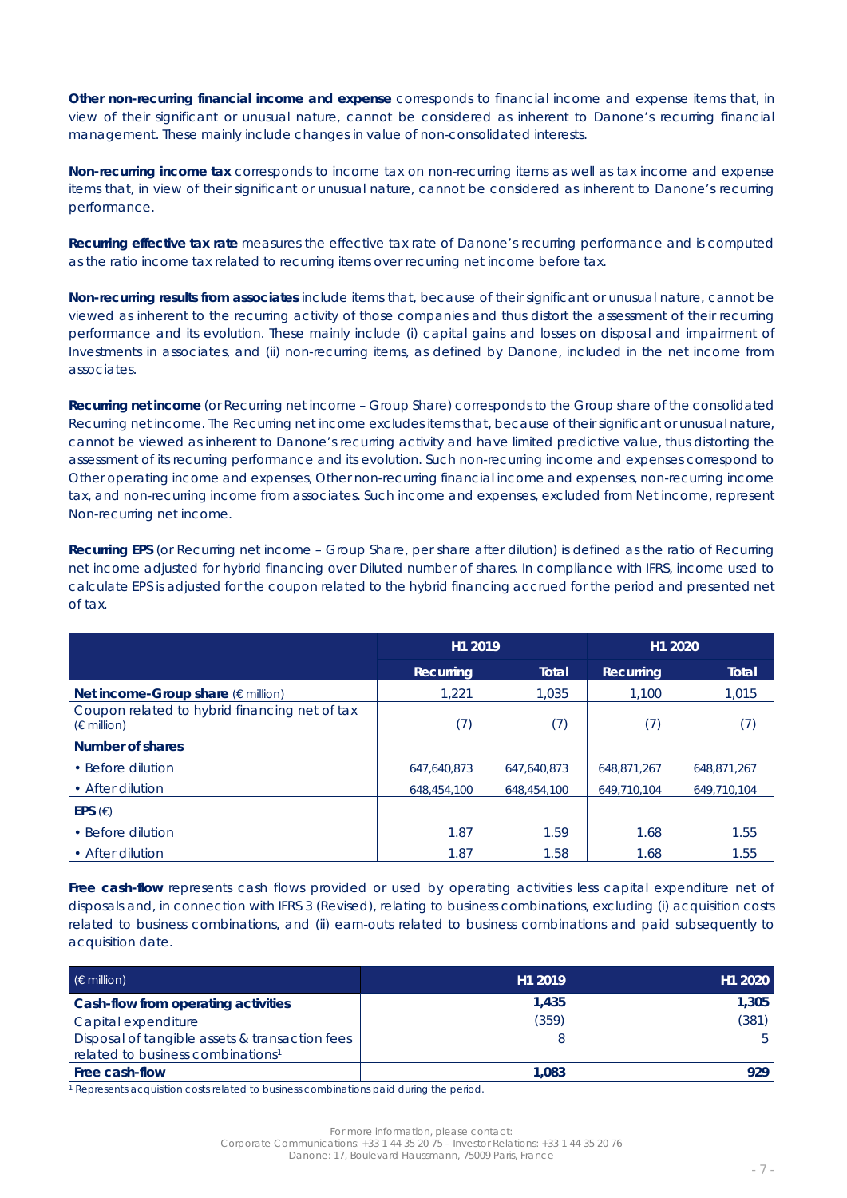**Other non-recurring financial income and expense** corresponds to financial income and expense items that, in view of their significant or unusual nature, cannot be considered as inherent to Danone's recurring financial management. These mainly include changes in value of non-consolidated interests.

**Non-recurring income tax** corresponds to income tax on non-recurring items as well as tax income and expense items that, in view of their significant or unusual nature, cannot be considered as inherent to Danone's recurring performance.

**Recurring effective tax rate** measures the effective tax rate of Danone's recurring performance and is computed as the ratio income tax related to recurring items over recurring net income before tax.

**Non-recurring results from associates** include items that, because of their significant or unusual nature, cannot be viewed as inherent to the recurring activity of those companies and thus distort the assessment of their recurring performance and its evolution. These mainly include (i) capital gains and losses on disposal and impairment of Investments in associates, and (ii) non-recurring items, as defined by Danone, included in the net income from associates.

**Recurring net income** (or Recurring net income – Group Share) corresponds to the Group share of the consolidated Recurring net income. The Recurring net income excludes items that, because of their significant or unusual nature, cannot be viewed as inherent to Danone's recurring activity and have limited predictive value, thus distorting the assessment of its recurring performance and its evolution. Such non-recurring income and expenses correspond to Other operating income and expenses, Other non-recurring financial income and expenses, non-recurring income tax, and non-recurring income from associates. Such income and expenses, excluded from Net income, represent Non-recurring net income.

**Recurring EPS** (or Recurring net income – Group Share, per share after dilution) is defined as the ratio of Recurring net income adjusted for hybrid financing over Diluted number of shares. In compliance with IFRS, income used to calculate EPS is adjusted for the coupon related to the hybrid financing accrued for the period and presented net of tax.

| | H1 2019 | | H1 2020 | |
|---|---|---|---|---|
| | Recurring | Total | Recurring | Total |
| **Net income-Group share** (€ million) | 1,221 | 1,035 | 1,100 | 1,015 |
| Coupon related to hybrid financing net of tax (€ million) | (7) | (7) | (7) | (7) |
| **Number of shares** | | | | |
| • Before dilution | 647,640,873 | 647,640,873 | 648,871,267 | 648,871,267 |
| • After dilution | 648,454,100 | 648,454,100 | 649,710,104 | 649,710,104 |
| **EPS** (€) | | | | |
| • Before dilution | 1.87 | 1.59 | 1.68 | 1.55 |
| • After dilution | 1.87 | 1.58 | 1.68 | 1.55 |

**Free cash-flow** represents cash flows provided or used by operating activities less capital expenditure net of disposals and, in connection with IFRS 3 (Revised), relating to business combinations, excluding (i) acquisition costs related to business combinations, and (ii) earn-outs related to business combinations and paid subsequently to acquisition date.

| (€ million) | H1 2019 | H1 2020 |
|---|---|---|
| **Cash-flow from operating activities** | **1,435** | **1,305** |
| Capital expenditure | (359) | (381) |
| Disposal of tangible assets & transaction fees related to business combinations[1] | 8 | 5 |
| **Free cash-flow** | **1,083** | **929** |

[1] Represents acquisition costs related to business combinations paid during the period.

For more information, please contact:
Corporate Communications: +33 1 44 35 20 75 – Investor Relations: +33 1 44 35 20 76
Danone: 17, Boulevard Haussmann, 75009 Paris, France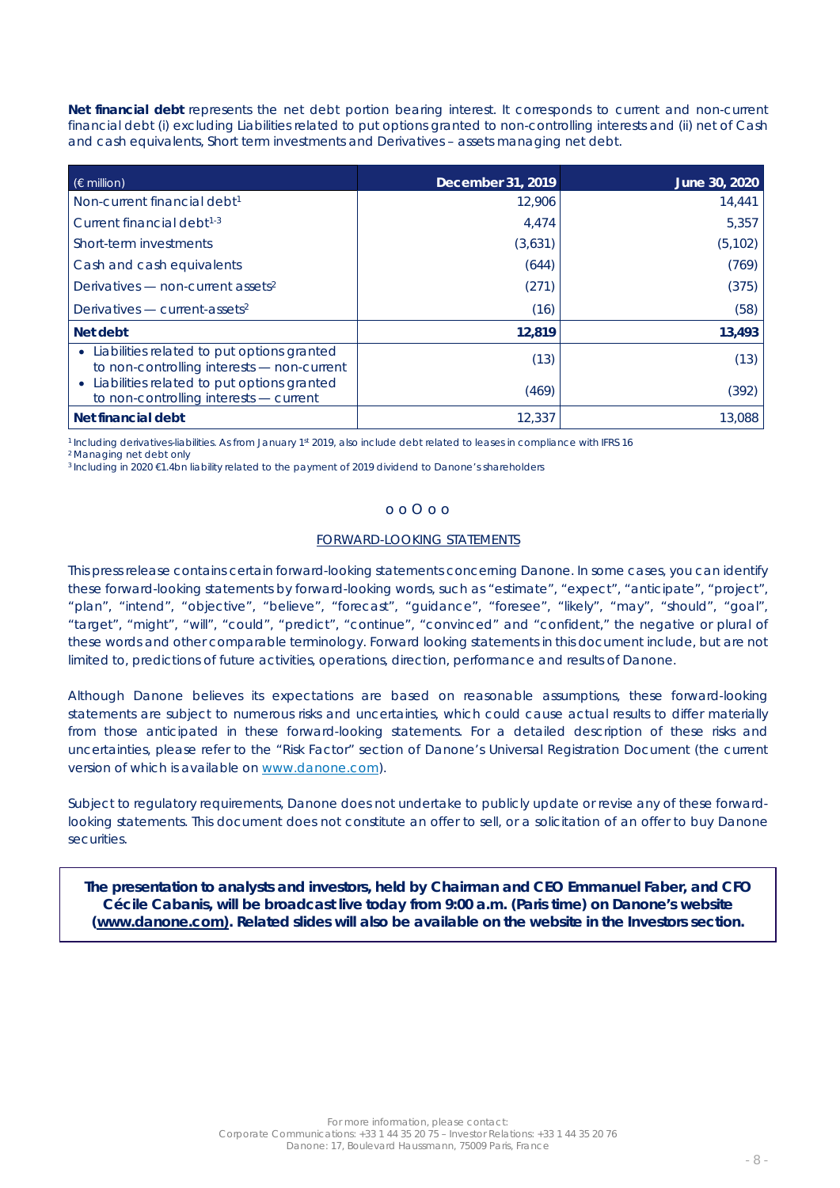**Net financial debt** represents the net debt portion bearing interest. It corresponds to current and non-current financial debt (i) excluding Liabilities related to put options granted to non-controlling interests and (ii) net of Cash and cash equivalents, Short term investments and Derivatives – assets managing net debt.

| (€ million) | December 31, 2019 | June 30, 2020 |
|---|---|---|
| Non-current financial debt[1] | 12,906 | 14,441 |
| Current financial debt[1-3] | 4,474 | 5,357 |
| Short-term investments | (3,631) | (5,102) |
| Cash and cash equivalents | (644) | (769) |
| Derivatives — non-current assets[2] | (271) | (375) |
| Derivatives — current-assets[2] | (16) | (58) |
| **Net debt** | **12,819** | **13,493** |
| • Liabilities related to put options granted to non-controlling interests — non-current | (13) | (13) |
| • Liabilities related to put options granted to non-controlling interests — current | (469) | (392) |
| **Net financial debt** | 12,337 | 13,088 |

[1] Including derivatives-liabilities. As from January 1st 2019, also include debt related to leases in compliance with IFRS 16
[2] Managing net debt only
[3] Including in 2020 €1.4bn liability related to the payment of 2019 dividend to Danone's shareholders

o o O o o

FORWARD-LOOKING STATEMENTS

This press release contains certain forward-looking statements concerning Danone. In some cases, you can identify these forward-looking statements by forward-looking words, such as "estimate", "expect", "anticipate", "project", "plan", "intend", "objective", "believe", "forecast", "guidance", "foresee", "likely", "may", "should", "goal", "target", "might", "will", "could", "predict", "continue", "convinced" and "confident," the negative or plural of these words and other comparable terminology. Forward looking statements in this document include, but are not limited to, predictions of future activities, operations, direction, performance and results of Danone.

Although Danone believes its expectations are based on reasonable assumptions, these forward-looking statements are subject to numerous risks and uncertainties, which could cause actual results to differ materially from those anticipated in these forward-looking statements. For a detailed description of these risks and uncertainties, please refer to the "Risk Factor" section of Danone's Universal Registration Document (the current version of which is available on www.danone.com).

Subject to regulatory requirements, Danone does not undertake to publicly update or revise any of these forward-looking statements. This document does not constitute an offer to sell, or a solicitation of an offer to buy Danone securities.

**The presentation to analysts and investors, held by Chairman and CEO Emmanuel Faber, and CFO Cécile Cabanis, will be broadcast live today from 9:00 a.m. (Paris time) on Danone's website (www.danone.com). Related slides will also be available on the website in the Investors section.**

For more information, please contact:
Corporate Communications: +33 1 44 35 20 75 – Investor Relations: +33 1 44 35 20 76
Danone: 17, Boulevard Haussmann, 75009 Paris, France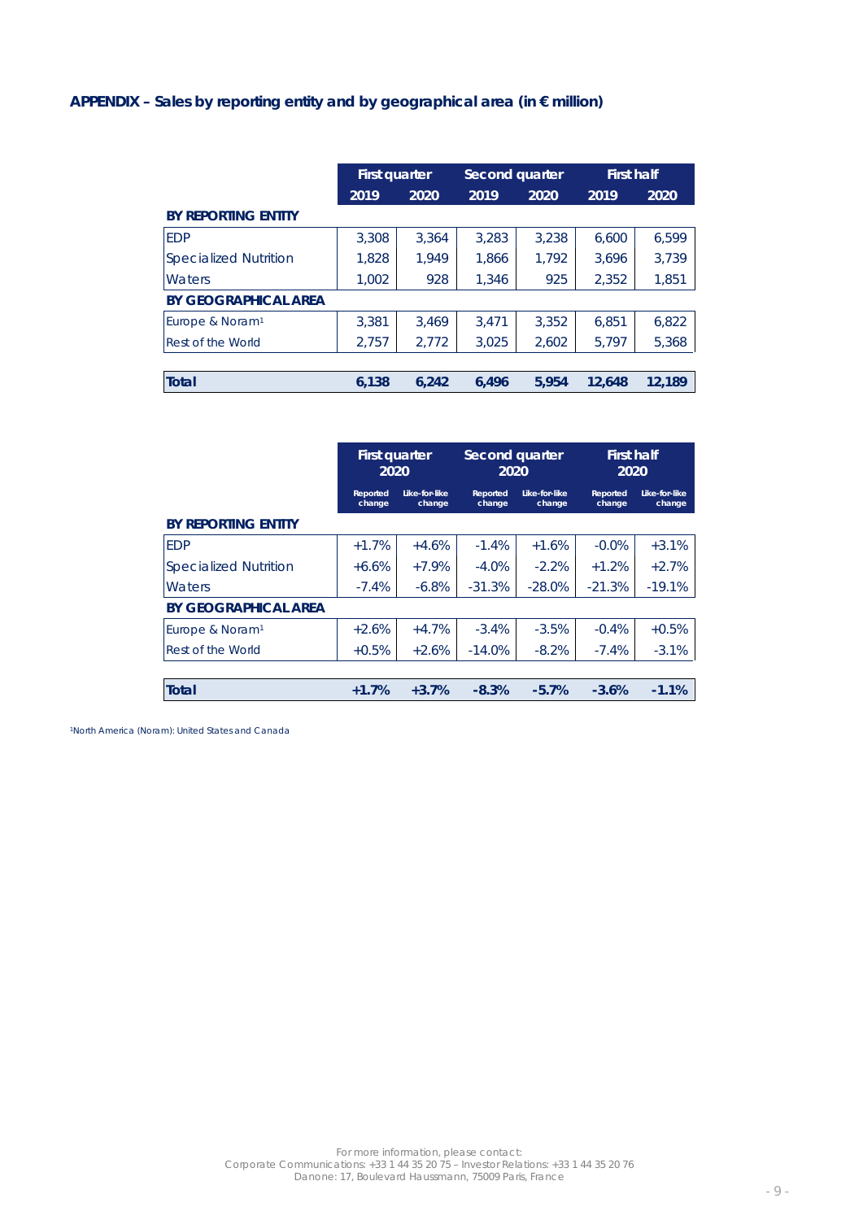**APPENDIX – Sales by reporting entity and by geographical area (in € million)**

| | First quarter | | Second quarter | | First half | |
|---|---|---|---|---|---|---|
| | 2019 | 2020 | 2019 | 2020 | 2019 | 2020 |
| **BY REPORTING ENTITY** | | | | | | |
| EDP | 3,308 | 3,364 | 3,283 | 3,238 | 6,600 | 6,599 |
| Specialized Nutrition | 1,828 | 1,949 | 1,866 | 1,792 | 3,696 | 3,739 |
| Waters | 1,002 | 928 | 1,346 | 925 | 2,352 | 1,851 |
| **BY GEOGRAPHICAL AREA** | | | | | | |
| Europe & Noram[1] | 3,381 | 3,469 | 3,471 | 3,352 | 6,851 | 6,822 |
| Rest of the World | 2,757 | 2,772 | 3,025 | 2,602 | 5,797 | 5,368 |
| **Total** | **6,138** | **6,242** | **6,496** | **5,954** | **12,648** | **12,189** |

| | First quarter 2020 | | Second quarter 2020 | | First half 2020 | |
|---|---|---|---|---|---|---|
| | Reported change | Like-for-like change | Reported change | Like-for-like change | Reported change | Like-for-like change |
| **BY REPORTING ENTITY** | | | | | | |
| EDP | +1.7% | +4.6% | -1.4% | +1.6% | -0.0% | +3.1% |
| Specialized Nutrition | +6.6% | +7.9% | -4.0% | -2.2% | +1.2% | +2.7% |
| Waters | -7.4% | -6.8% | -31.3% | -28.0% | -21.3% | -19.1% |
| **BY GEOGRAPHICAL AREA** | | | | | | |
| Europe & Noram[1] | +2.6% | +4.7% | -3.4% | -3.5% | -0.4% | +0.5% |
| Rest of the World | +0.5% | +2.6% | -14.0% | -8.2% | -7.4% | -3.1% |
| **Total** | **+1.7%** | **+3.7%** | **-8.3%** | **-5.7%** | **-3.6%** | **-1.1%** |

[1]North America (Noram): United States and Canada

For more information, please contact:
Corporate Communications: +33 1 44 35 20 75 – Investor Relations: +33 1 44 35 20 76
Danone: 17, Boulevard Haussmann, 75009 Paris, France